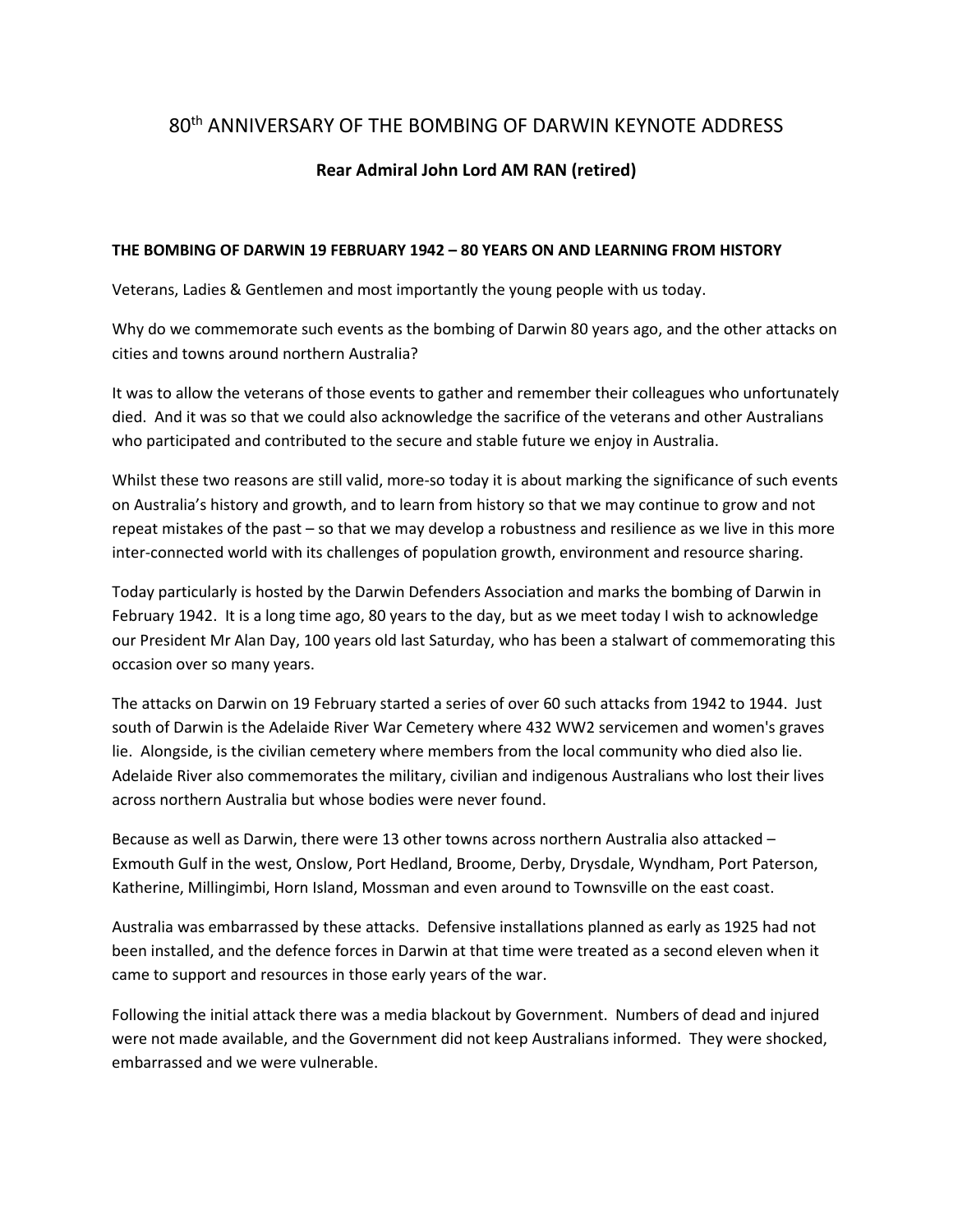# 80th ANNIVERSARY OF THE BOMBING OF DARWIN KEYNOTE ADDRESS

**Rear Admiral John Lord AM RAN (retired)**

**THE BOMBING OF DARWIN 19 FEBRUARY 1942 – 80 YEARS ON AND LEARNING FROM HISTORY**

Veterans, Ladies & Gentlemen and most importantly the young people with us today.

Why do we commemorate such events as the bombing of Darwin 80 years ago, and the other attacks on cities and towns around northern Australia?

It was to allow the veterans of those events to gather and remember their colleagues who unfortunately died. And it was so that we could also acknowledge the sacrifice of the veterans and other Australians who participated and contributed to the secure and stable future we enjoy in Australia.

Whilst these two reasons are still valid, more-so today it is about marking the significance of such events on Australia's history and growth, and to learn from history so that we may continue to grow and not repeat mistakes of the past – so that we may develop a robustness and resilience as we live in this more inter-connected world with its challenges of population growth, environment and resource sharing.

Today particularly is hosted by the Darwin Defenders Association and marks the bombing of Darwin in February 1942. It is a long time ago, 80 years to the day, but as we meet today I wish to acknowledge our President Mr Alan Day, 100 years old last Saturday, who has been a stalwart of commemorating this occasion over so many years.

The attacks on Darwin on 19 February started a series of over 60 such attacks from 1942 to 1944. Just south of Darwin is the Adelaide River War Cemetery where 432 WW2 servicemen and women's graves lie. Alongside, is the civilian cemetery where members from the local community who died also lie. Adelaide River also commemorates the military, civilian and indigenous Australians who lost their lives across northern Australia but whose bodies were never found.

Because as well as Darwin, there were 13 other towns across northern Australia also attacked – Exmouth Gulf in the west, Onslow, Port Hedland, Broome, Derby, Drysdale, Wyndham, Port Paterson, Katherine, Millingimbi, Horn Island, Mossman and even around to Townsville on the east coast.

Australia was embarrassed by these attacks. Defensive installations planned as early as 1925 had not been installed, and the defence forces in Darwin at that time were treated as a second eleven when it came to support and resources in those early years of the war.

Following the initial attack there was a media blackout by Government. Numbers of dead and injured were not made available, and the Government did not keep Australians informed. They were shocked, embarrassed and we were vulnerable.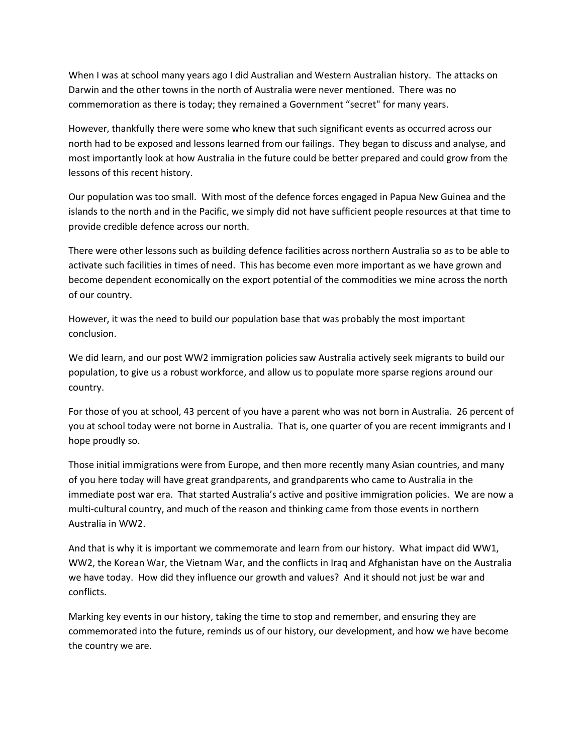When I was at school many years ago I did Australian and Western Australian history. The attacks on Darwin and the other towns in the north of Australia were never mentioned. There was no commemoration as there is today; they remained a Government "secret" for many years.

However, thankfully there were some who knew that such significant events as occurred across our north had to be exposed and lessons learned from our failings. They began to discuss and analyse, and most importantly look at how Australia in the future could be better prepared and could grow from the lessons of this recent history.

Our population was too small. With most of the defence forces engaged in Papua New Guinea and the islands to the north and in the Pacific, we simply did not have sufficient people resources at that time to provide credible defence across our north.

There were other lessons such as building defence facilities across northern Australia so as to be able to activate such facilities in times of need. This has become even more important as we have grown and become dependent economically on the export potential of the commodities we mine across the north of our country.

However, it was the need to build our population base that was probably the most important conclusion.

We did learn, and our post WW2 immigration policies saw Australia actively seek migrants to build our population, to give us a robust workforce, and allow us to populate more sparse regions around our country.

For those of you at school, 43 percent of you have a parent who was not born in Australia. 26 percent of you at school today were not borne in Australia. That is, one quarter of you are recent immigrants and I hope proudly so.

Those initial immigrations were from Europe, and then more recently many Asian countries, and many of you here today will have great grandparents, and grandparents who came to Australia in the immediate post war era. That started Australia's active and positive immigration policies. We are now a multi-cultural country, and much of the reason and thinking came from those events in northern Australia in WW2.

And that is why it is important we commemorate and learn from our history. What impact did WW1, WW2, the Korean War, the Vietnam War, and the conflicts in Iraq and Afghanistan have on the Australia we have today. How did they influence our growth and values? And it should not just be war and conflicts.

Marking key events in our history, taking the time to stop and remember, and ensuring they are commemorated into the future, reminds us of our history, our development, and how we have become the country we are.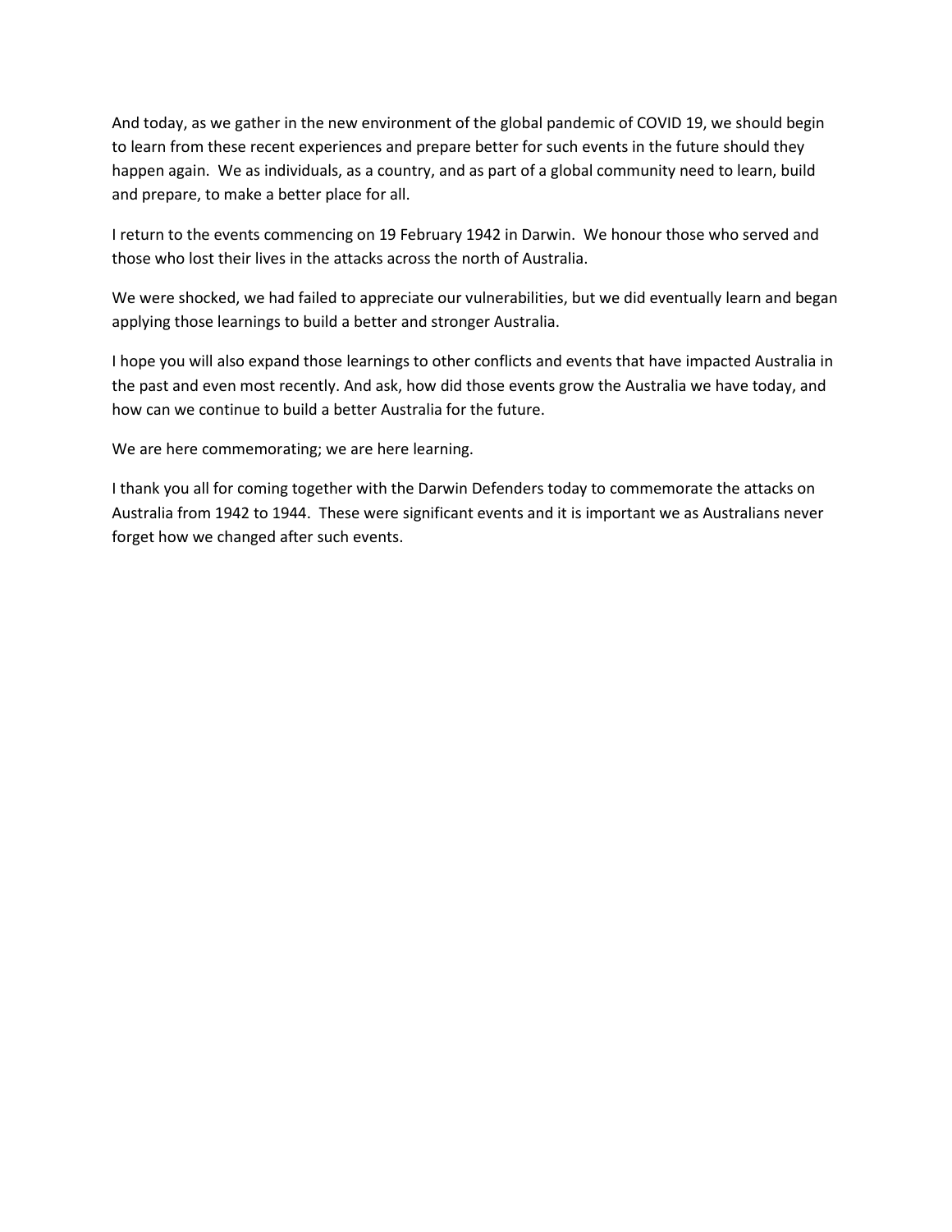And today, as we gather in the new environment of the global pandemic of COVID 19, we should begin to learn from these recent experiences and prepare better for such events in the future should they happen again. We as individuals, as a country, and as part of a global community need to learn, build and prepare, to make a better place for all.

I return to the events commencing on 19 February 1942 in Darwin. We honour those who served and those who lost their lives in the attacks across the north of Australia.

We were shocked, we had failed to appreciate our vulnerabilities, but we did eventually learn and began applying those learnings to build a better and stronger Australia.

I hope you will also expand those learnings to other conflicts and events that have impacted Australia in the past and even most recently. And ask, how did those events grow the Australia we have today, and how can we continue to build a better Australia for the future.

We are here commemorating; we are here learning.

I thank you all for coming together with the Darwin Defenders today to commemorate the attacks on Australia from 1942 to 1944. These were significant events and it is important we as Australians never forget how we changed after such events.